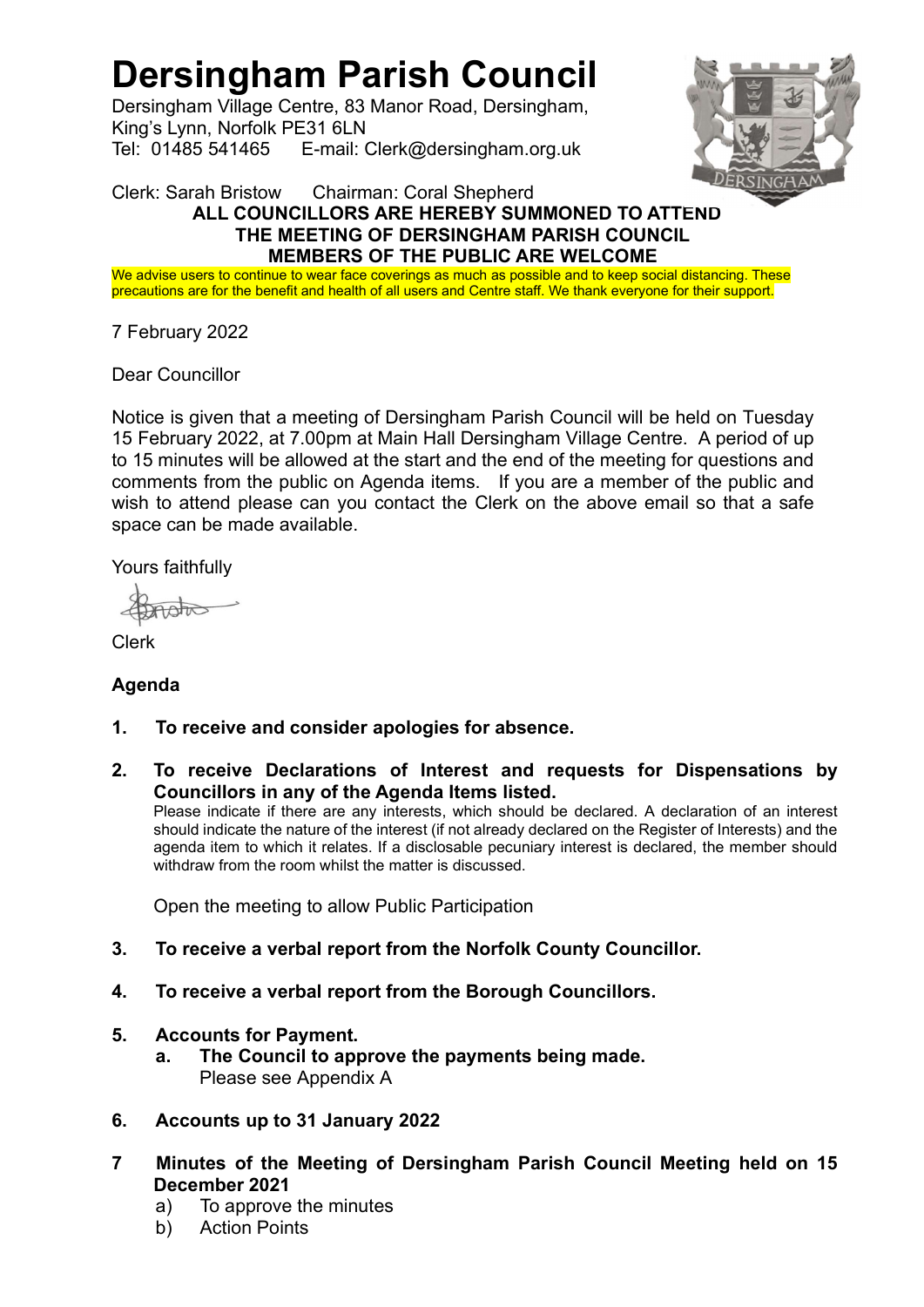# Dersingham Parish Council

Dersingham Village Centre, 83 Manor Road, Dersingham,
King's Lynn, Norfolk PE31 6LN
Tel: 01485 541465 E-mail: Clerk@dersingham.org.uk

Clerk: Sarah Bristow Chairman: Coral Shepherd

**ALL COUNCILLORS ARE HEREBY SUMMONED TO ATTEND**
**THE MEETING OF DERSINGHAM PARISH COUNCIL**
**MEMBERS OF THE PUBLIC ARE WELCOME**

We advise users to continue to wear face coverings as much as possible and to keep social distancing. These precautions are for the benefit and health of all users and Centre staff. We thank everyone for their support.

7 February 2022

Dear Councillor

Notice is given that a meeting of Dersingham Parish Council will be held on Tuesday 15 February 2022, at 7.00pm at Main Hall Dersingham Village Centre. A period of up to 15 minutes will be allowed at the start and the end of the meeting for questions and comments from the public on Agenda items. If you are a member of the public and wish to attend please can you contact the Clerk on the above email so that a safe space can be made available.

Yours faithfully

Clerk

**Agenda**

1. **To receive and consider apologies for absence.**

2. **To receive Declarations of Interest and requests for Dispensations by Councillors in any of the Agenda Items listed.**
   Please indicate if there are any interests, which should be declared. A declaration of an interest should indicate the nature of the interest (if not already declared on the Register of Interests) and the agenda item to which it relates. If a disclosable pecuniary interest is declared, the member should withdraw from the room whilst the matter is discussed.

   Open the meeting to allow Public Participation

3. **To receive a verbal report from the Norfolk County Councillor.**

4. **To receive a verbal report from the Borough Councillors.**

5. **Accounts for Payment.**
   a. **The Council to approve the payments being made.**
      Please see Appendix A

6. **Accounts up to 31 January 2022**

7. **Minutes of the Meeting of Dersingham Parish Council Meeting held on 15 December 2021**
   a) To approve the minutes
   b) Action Points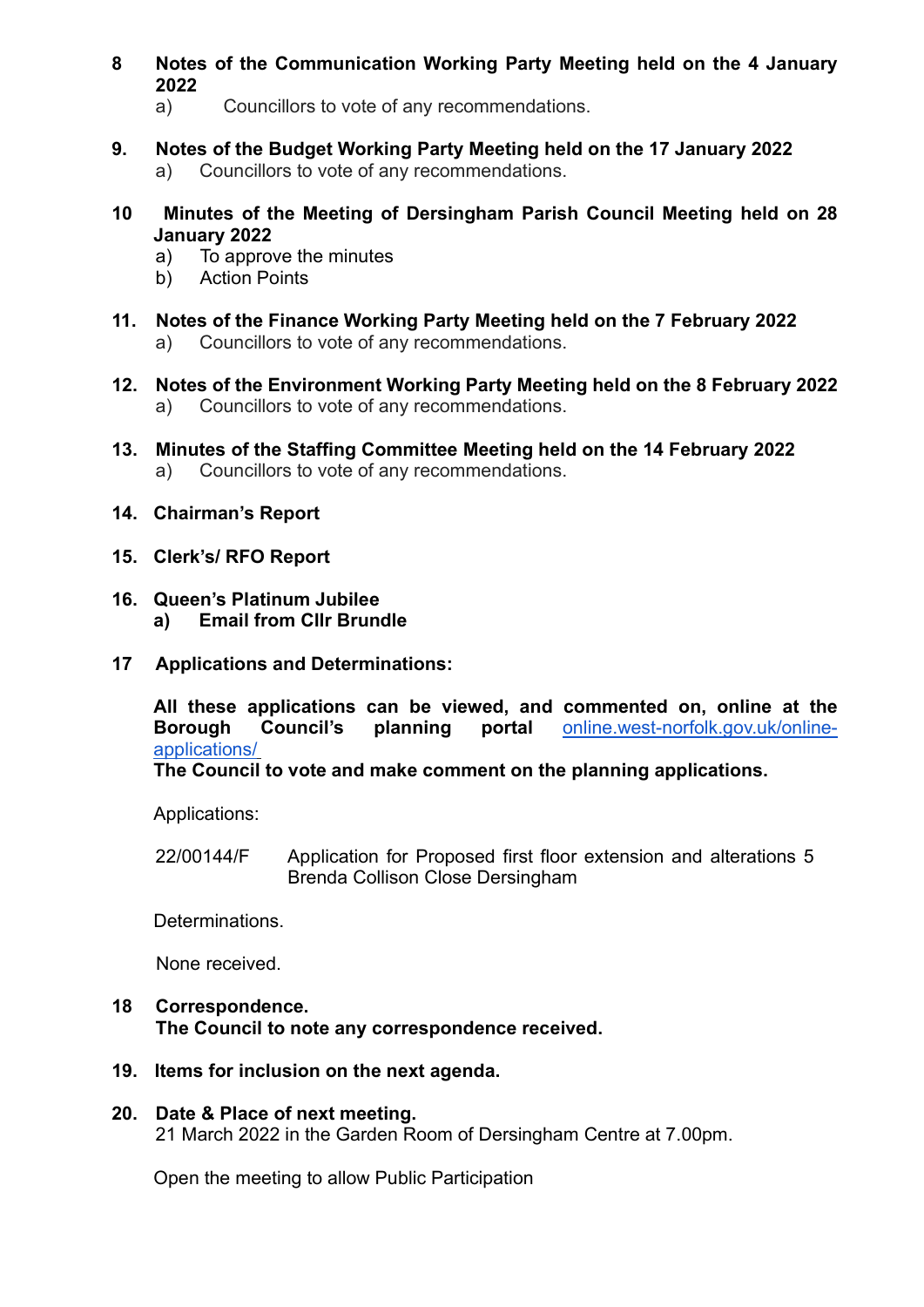**8 Notes of the Communication Working Party Meeting held on the 4 January 2022**

a) Councillors to vote of any recommendations.

**9. Notes of the Budget Working Party Meeting held on the 17 January 2022**

a) Councillors to vote of any recommendations.

**10 Minutes of the Meeting of Dersingham Parish Council Meeting held on 28 January 2022**

a) To approve the minutes
b) Action Points

**11. Notes of the Finance Working Party Meeting held on the 7 February 2022**

a) Councillors to vote of any recommendations.

**12. Notes of the Environment Working Party Meeting held on the 8 February 2022**

a) Councillors to vote of any recommendations.

**13. Minutes of the Staffing Committee Meeting held on the 14 February 2022**

a) Councillors to vote of any recommendations.

**14. Chairman's Report**

**15. Clerk's/ RFO Report**

**16. Queen's Platinum Jubilee**

**a) Email from Cllr Brundle**

**17 Applications and Determinations:**

**All these applications can be viewed, and commented on, online at the Borough Council's planning portal** online.west-norfolk.gov.uk/online-applications/
**The Council to vote and make comment on the planning applications.**

Applications:

22/00144/F Application for Proposed first floor extension and alterations 5 Brenda Collison Close Dersingham

Determinations.

None received.

**18 Correspondence.**
**The Council to note any correspondence received.**

**19. Items for inclusion on the next agenda.**

**20. Date & Place of next meeting.**
21 March 2022 in the Garden Room of Dersingham Centre at 7.00pm.

Open the meeting to allow Public Participation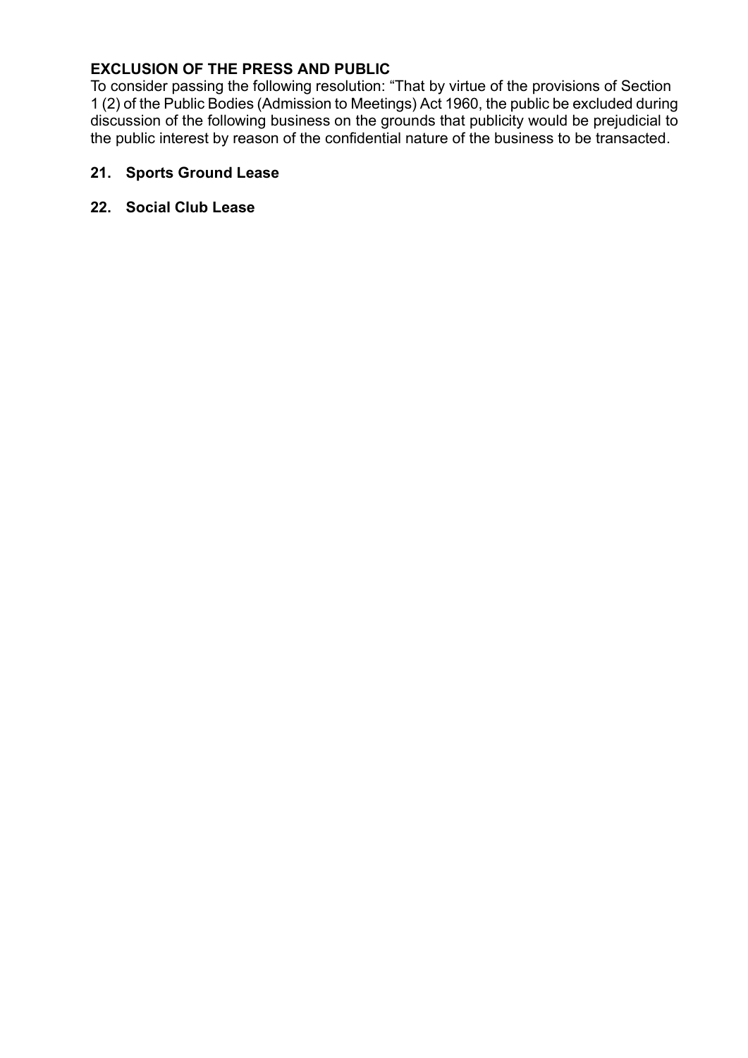**EXCLUSION OF THE PRESS AND PUBLIC**

To consider passing the following resolution: “That by virtue of the provisions of Section 1 (2) of the Public Bodies (Admission to Meetings) Act 1960, the public be excluded during discussion of the following business on the grounds that publicity would be prejudicial to the public interest by reason of the confidential nature of the business to be transacted.

**21. Sports Ground Lease**

**22. Social Club Lease**